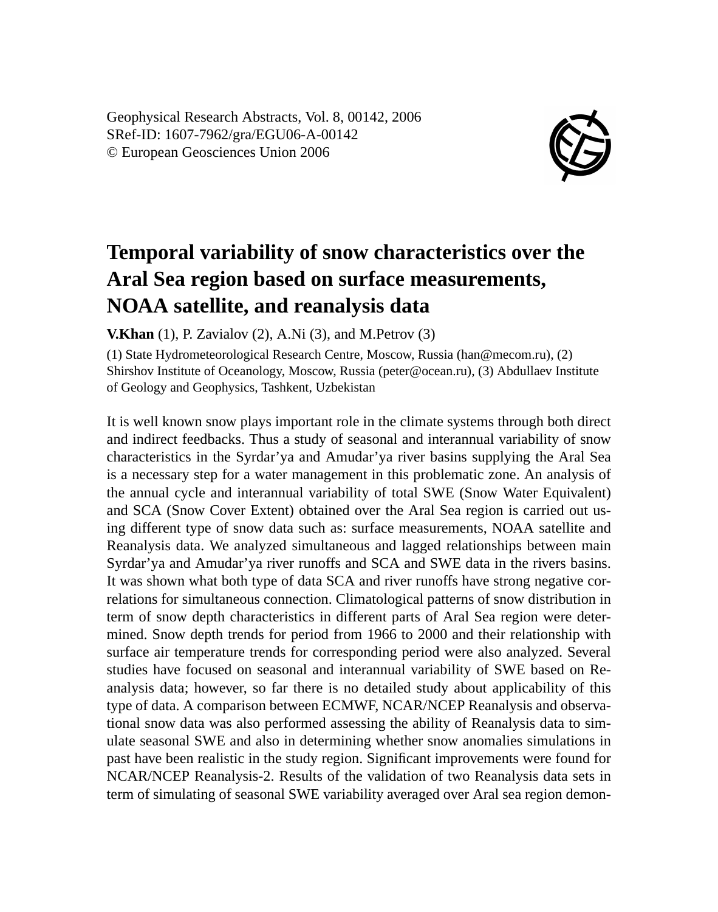Geophysical Research Abstracts, Vol. 8, 00142, 2006
SRef-ID: 1607-7962/gra/EGU06-A-00142
© European Geosciences Union 2006

# Temporal variability of snow characteristics over the Aral Sea region based on surface measurements, NOAA satellite, and reanalysis data

**V.Khan** (1), P. Zavialov (2), A.Ni (3), and M.Petrov (3)

(1) State Hydrometeorological Research Centre, Moscow, Russia (han@mecom.ru), (2) Shirshov Institute of Oceanology, Moscow, Russia (peter@ocean.ru), (3) Abdullaev Institute of Geology and Geophysics, Tashkent, Uzbekistan

It is well known snow plays important role in the climate systems through both direct and indirect feedbacks. Thus a study of seasonal and interannual variability of snow characteristics in the Syrdar'ya and Amudar'ya river basins supplying the Aral Sea is a necessary step for a water management in this problematic zone. An analysis of the annual cycle and interannual variability of total SWE (Snow Water Equivalent) and SCA (Snow Cover Extent) obtained over the Aral Sea region is carried out using different type of snow data such as: surface measurements, NOAA satellite and Reanalysis data. We analyzed simultaneous and lagged relationships between main Syrdar'ya and Amudar'ya river runoffs and SCA and SWE data in the rivers basins. It was shown what both type of data SCA and river runoffs have strong negative correlations for simultaneous connection. Climatological patterns of snow distribution in term of snow depth characteristics in different parts of Aral Sea region were determined. Snow depth trends for period from 1966 to 2000 and their relationship with surface air temperature trends for corresponding period were also analyzed. Several studies have focused on seasonal and interannual variability of SWE based on Reanalysis data; however, so far there is no detailed study about applicability of this type of data. A comparison between ECMWF, NCAR/NCEP Reanalysis and observational snow data was also performed assessing the ability of Reanalysis data to simulate seasonal SWE and also in determining whether snow anomalies simulations in past have been realistic in the study region. Significant improvements were found for NCAR/NCEP Reanalysis-2. Results of the validation of two Reanalysis data sets in term of simulating of seasonal SWE variability averaged over Aral sea region demon-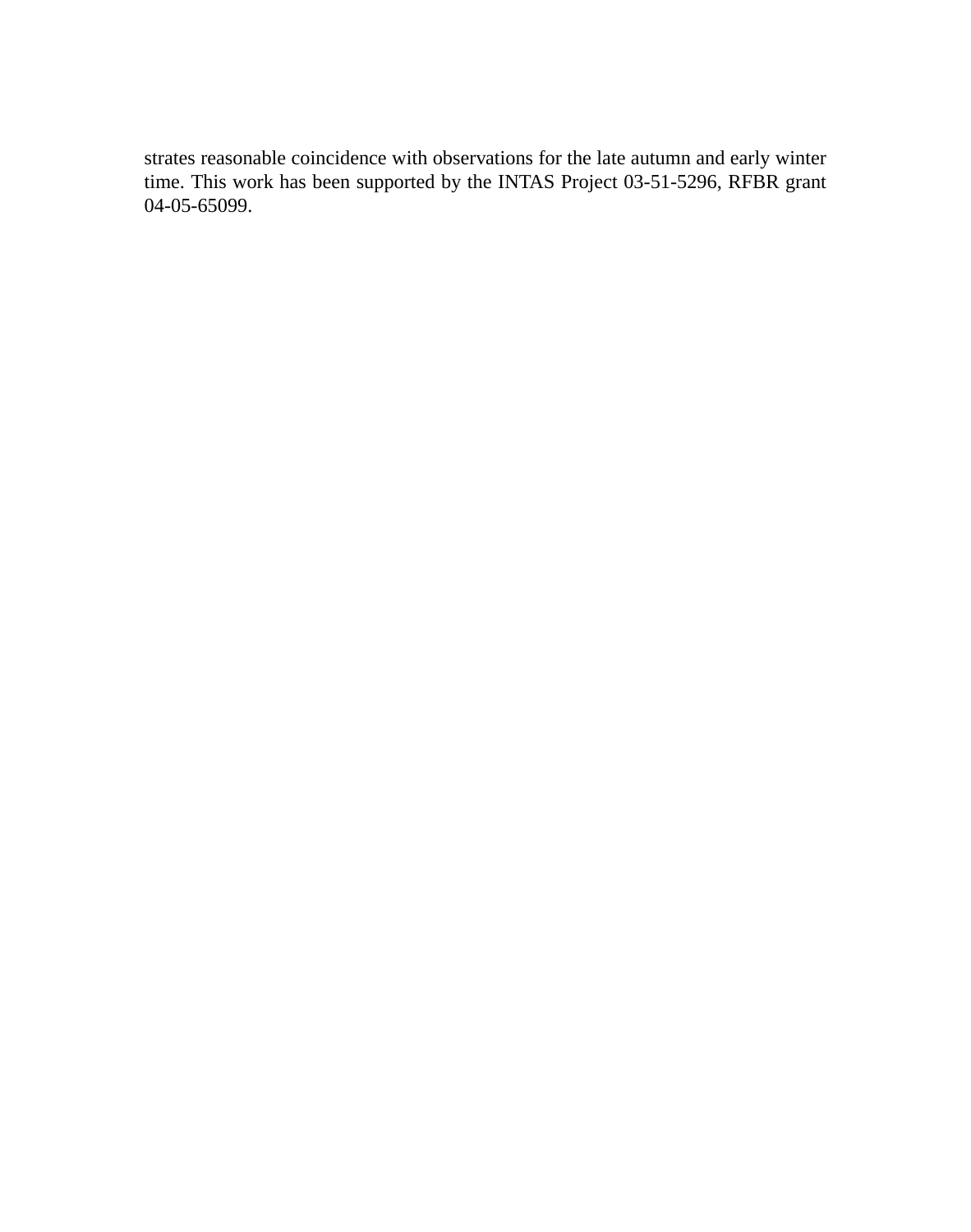strates reasonable coincidence with observations for the late autumn and early winter time. This work has been supported by the INTAS Project 03-51-5296, RFBR grant 04-05-65099.